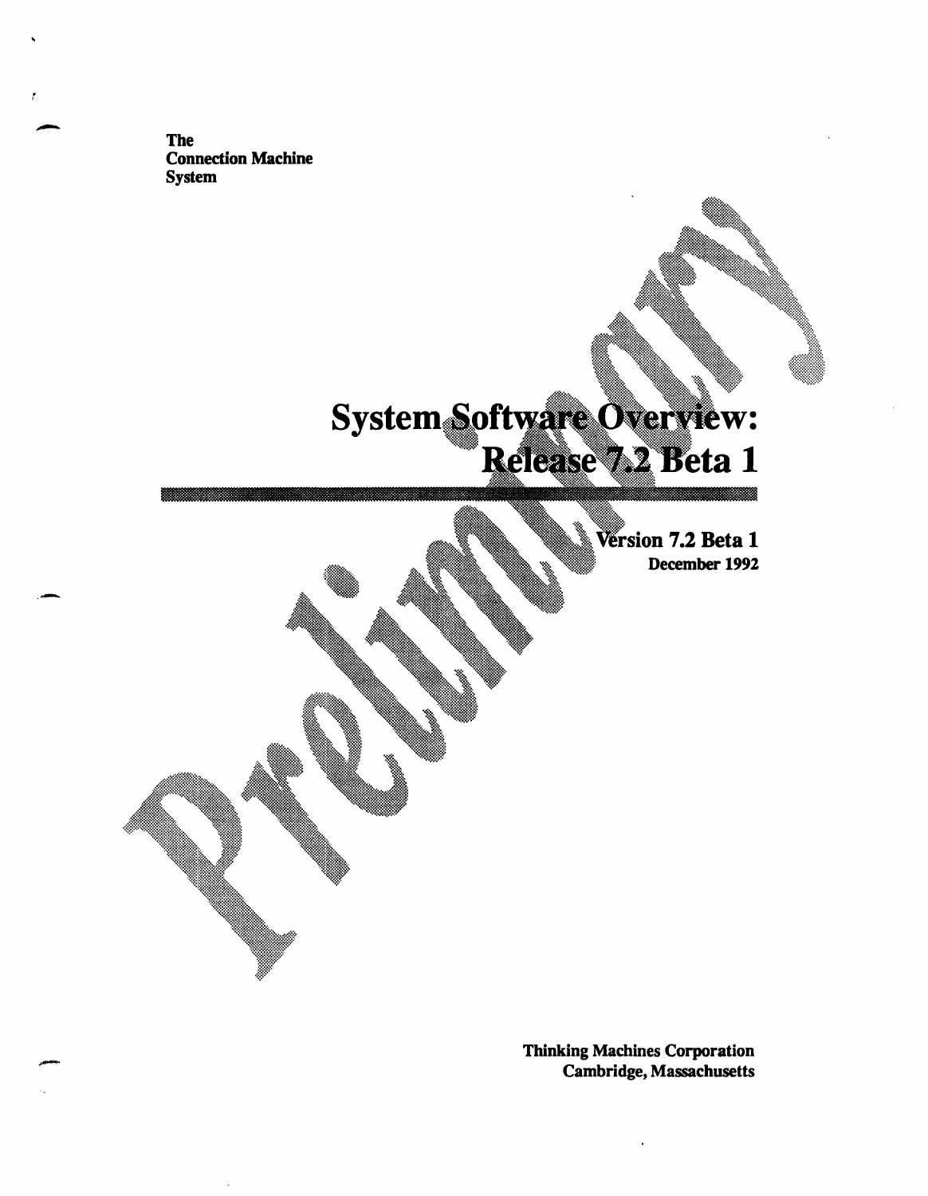**The Connection Machine System**

# System Software Overview: Release 7.2 Beta 1

**Version 7.2 Beta 1**
**December 1992**

Preliminary

**Thinking Machines Corporation**
**Cambridge, Massachusetts**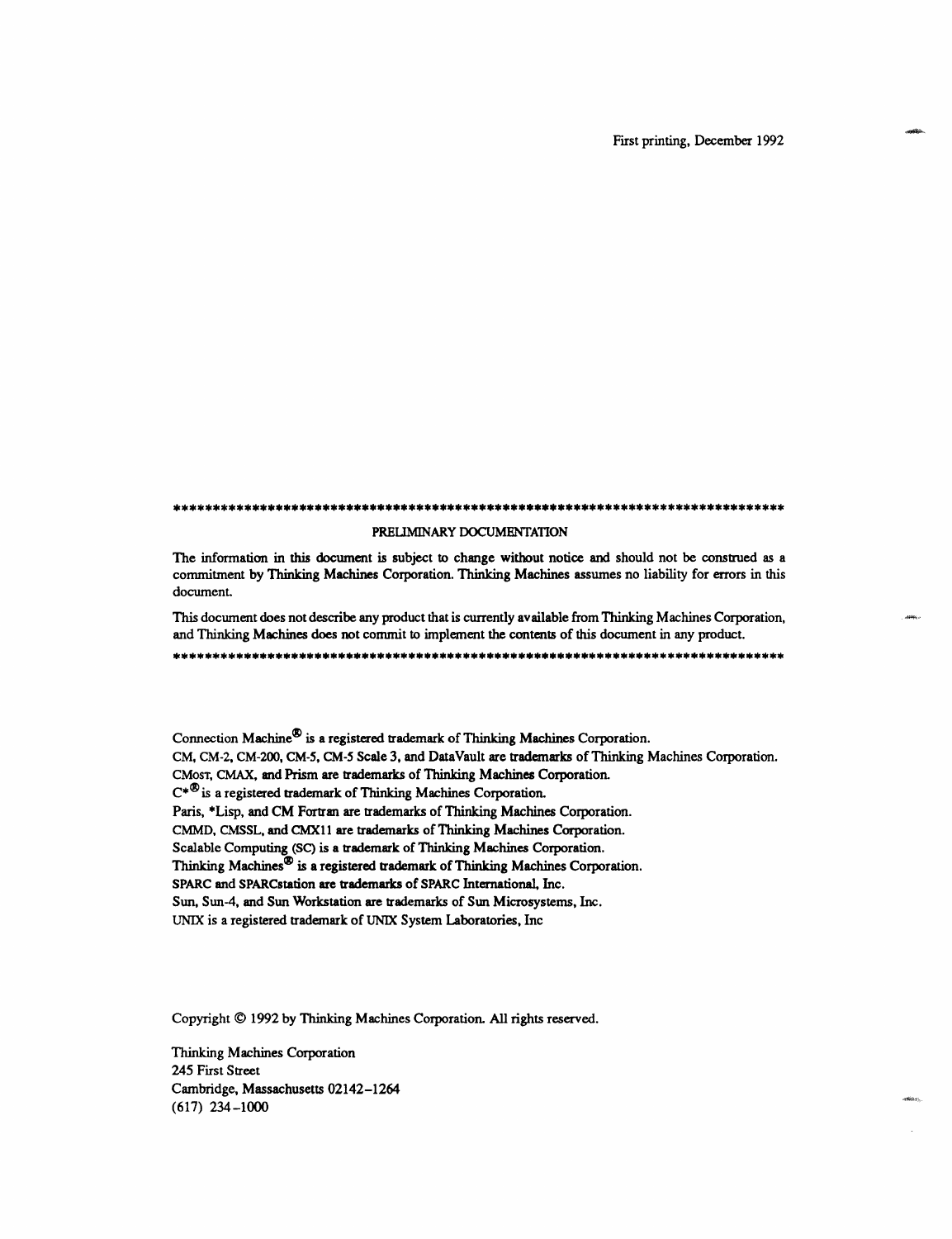First printing, December 1992

***************************************************************************************

PRELIMINARY DOCUMENTATION

The information in this document is subject to change without notice and should not be construed as a commitment by Thinking Machines Corporation. Thinking Machines assumes no liability for errors in this document.

This document does not describe any product that is currently available from Thinking Machines Corporation, and Thinking Machines does not commit to implement the contents of this document in any product.

***************************************************************************************

Connection Machine® is a registered trademark of Thinking Machines Corporation.
CM, CM-2, CM-200, CM-5, CM-5 Scale 3, and DataVault are trademarks of Thinking Machines Corporation.
CMost, CMAX, and Prism are trademarks of Thinking Machines Corporation.
C*® is a registered trademark of Thinking Machines Corporation.
Paris, *Lisp, and CM Fortran are trademarks of Thinking Machines Corporation.
CMMD, CMSSL, and CMX11 are trademarks of Thinking Machines Corporation.
Scalable Computing (SC) is a trademark of Thinking Machines Corporation.
Thinking Machines® is a registered trademark of Thinking Machines Corporation.
SPARC and SPARCstation are trademarks of SPARC International, Inc.
Sun, Sun-4, and Sun Workstation are trademarks of Sun Microsystems, Inc.
UNIX is a registered trademark of UNIX System Laboratories, Inc

Copyright © 1992 by Thinking Machines Corporation. All rights reserved.

Thinking Machines Corporation
245 First Street
Cambridge, Massachusetts 02142–1264
(617) 234–1000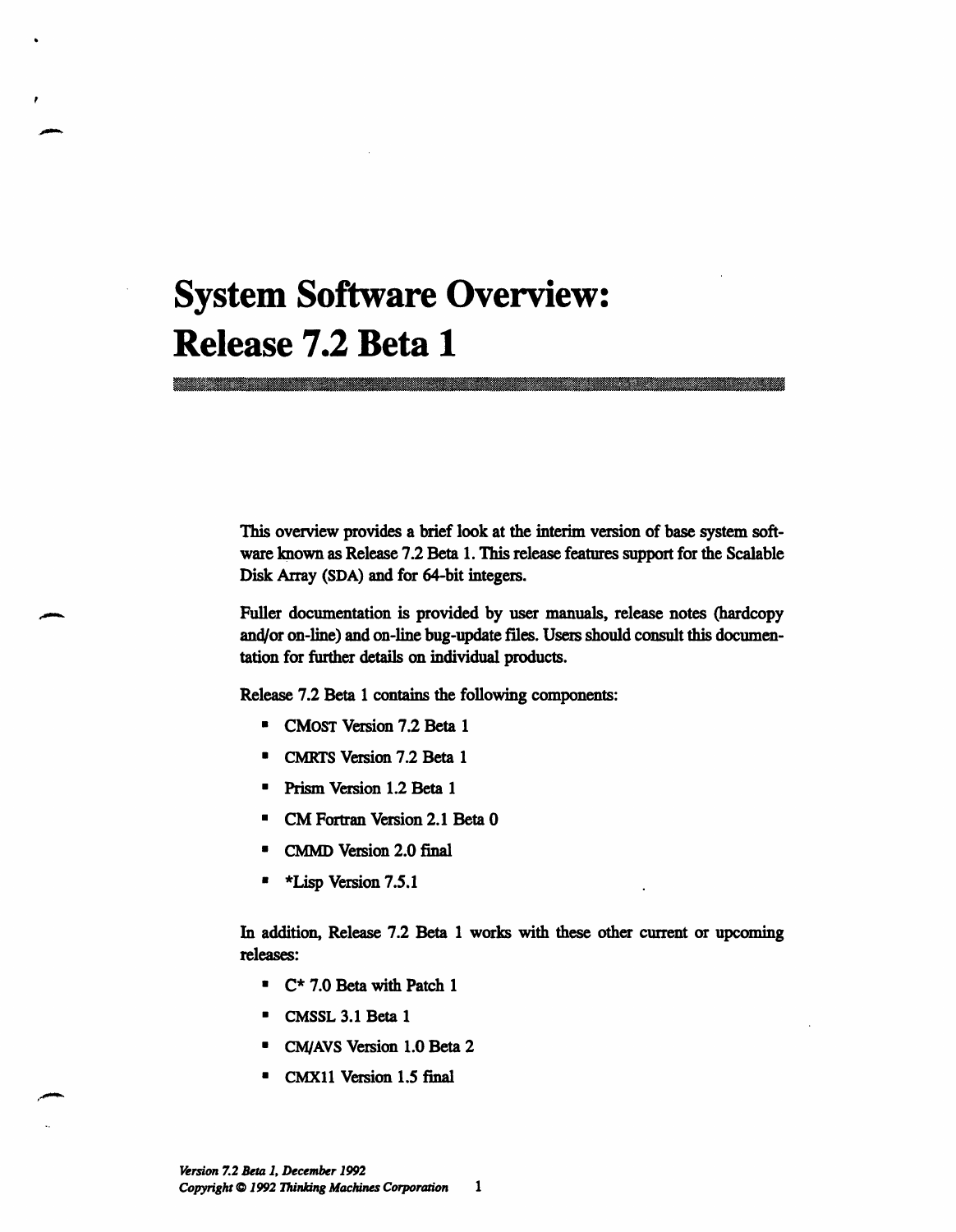# System Software Overview: Release 7.2 Beta 1

This overview provides a brief look at the interim version of base system software known as Release 7.2 Beta 1. This release features support for the Scalable Disk Array (SDA) and for 64-bit integers.

Fuller documentation is provided by user manuals, release notes (hardcopy and/or on-line) and on-line bug-update files. Users should consult this documentation for further details on individual products.

Release 7.2 Beta 1 contains the following components:

- CMOST Version 7.2 Beta 1
- CMRTS Version 7.2 Beta 1
- Prism Version 1.2 Beta 1
- CM Fortran Version 2.1 Beta 0
- CMMD Version 2.0 final
- *Lisp Version 7.5.1

In addition, Release 7.2 Beta 1 works with these other current or upcoming releases:

- C* 7.0 Beta with Patch 1
- CMSSL 3.1 Beta 1
- CM/AVS Version 1.0 Beta 2
- CMX11 Version 1.5 final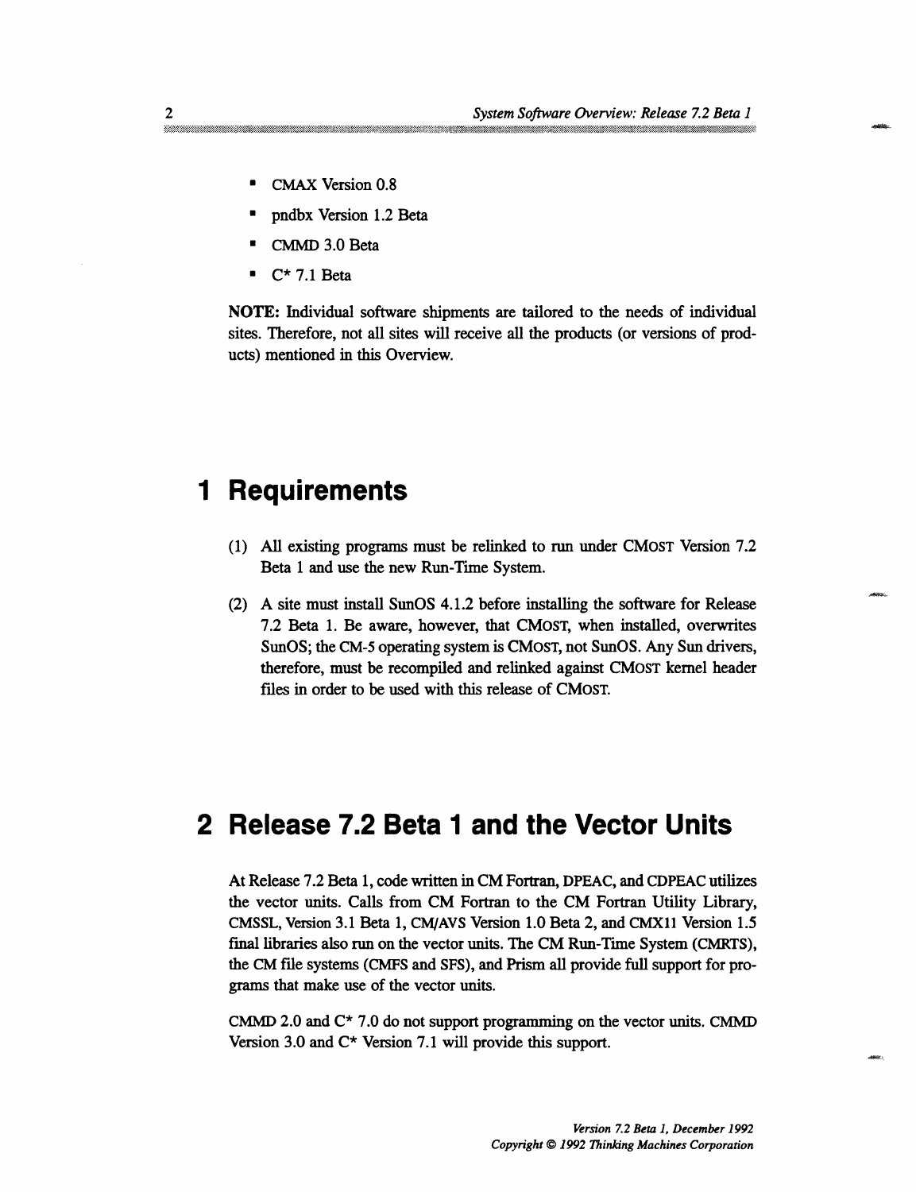- CMAX Version 0.8
- pndbx Version 1.2 Beta
- CMMD 3.0 Beta
- C* 7.1 Beta

**NOTE:** Individual software shipments are tailored to the needs of individual sites. Therefore, not all sites will receive all the products (or versions of products) mentioned in this Overview.

# 1 Requirements

(1) All existing programs must be relinked to run under CMOST Version 7.2 Beta 1 and use the new Run-Time System.

(2) A site must install SunOS 4.1.2 before installing the software for Release 7.2 Beta 1. Be aware, however, that CMOST, when installed, overwrites SunOS; the CM-5 operating system is CMOST, not SunOS. Any Sun drivers, therefore, must be recompiled and relinked against CMOST kernel header files in order to be used with this release of CMOST.

# 2 Release 7.2 Beta 1 and the Vector Units

At Release 7.2 Beta 1, code written in CM Fortran, DPEAC, and CDPEAC utilizes the vector units. Calls from CM Fortran to the CM Fortran Utility Library, CMSSL, Version 3.1 Beta 1, CM/AVS Version 1.0 Beta 2, and CMX11 Version 1.5 final libraries also run on the vector units. The CM Run-Time System (CMRTS), the CM file systems (CMFS and SFS), and Prism all provide full support for programs that make use of the vector units.

CMMD 2.0 and C* 7.0 do not support programming on the vector units. CMMD Version 3.0 and C* Version 7.1 will provide this support.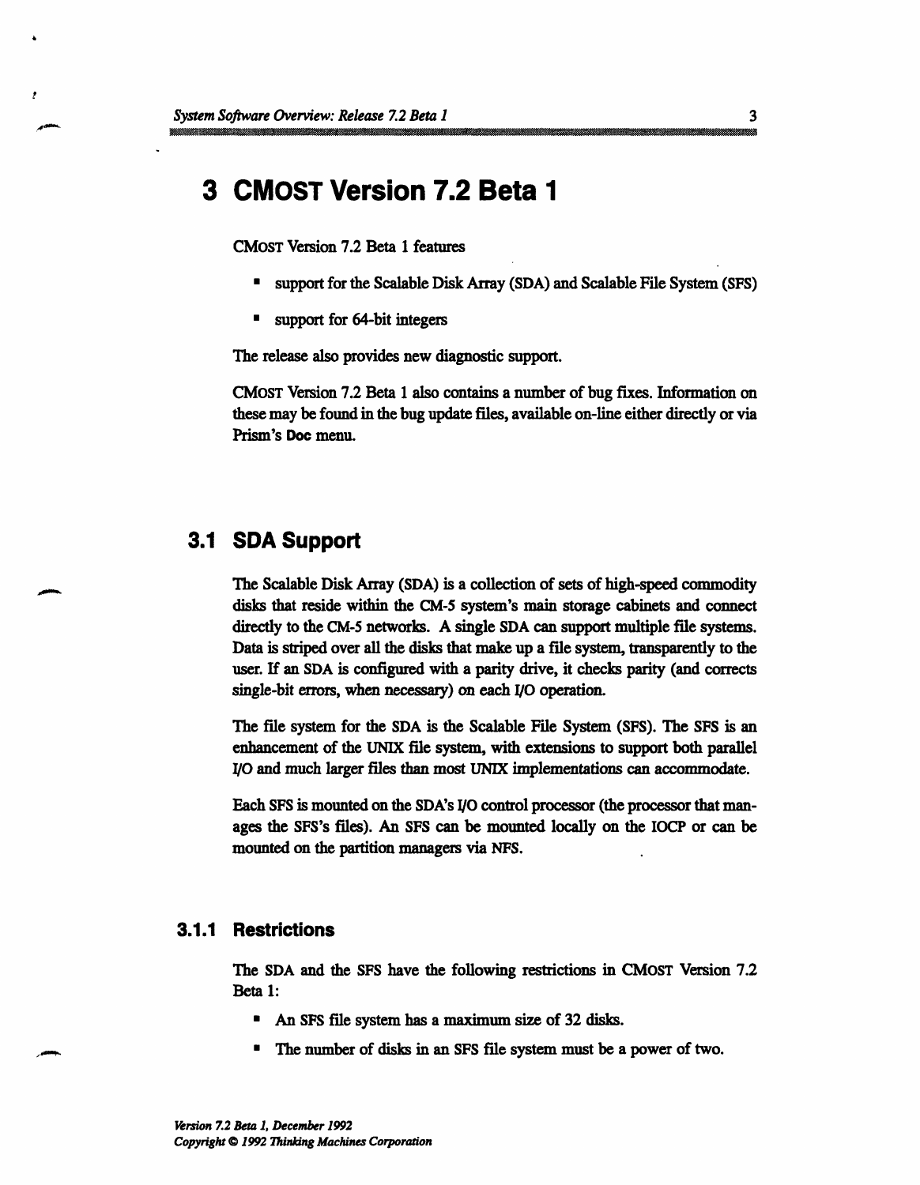# 3 CMOST Version 7.2 Beta 1

CMOST Version 7.2 Beta 1 features

- support for the Scalable Disk Array (SDA) and Scalable File System (SFS)
- support for 64-bit integers

The release also provides new diagnostic support.

CMOST Version 7.2 Beta 1 also contains a number of bug fixes. Information on these may be found in the bug update files, available on-line either directly or via Prism's **Doc** menu.

## 3.1 SDA Support

The Scalable Disk Array (SDA) is a collection of sets of high-speed commodity disks that reside within the CM-5 system's main storage cabinets and connect directly to the CM-5 networks. A single SDA can support multiple file systems. Data is striped over all the disks that make up a file system, transparently to the user. If an SDA is configured with a parity drive, it checks parity (and corrects single-bit errors, when necessary) on each I/O operation.

The file system for the SDA is the Scalable File System (SFS). The SFS is an enhancement of the UNIX file system, with extensions to support both parallel I/O and much larger files than most UNIX implementations can accommodate.

Each SFS is mounted on the SDA's I/O control processor (the processor that manages the SFS's files). An SFS can be mounted locally on the IOCP or can be mounted on the partition managers via NFS.

### 3.1.1 Restrictions

The SDA and the SFS have the following restrictions in CMOST Version 7.2 Beta 1:

- An SFS file system has a maximum size of 32 disks.
- The number of disks in an SFS file system must be a power of two.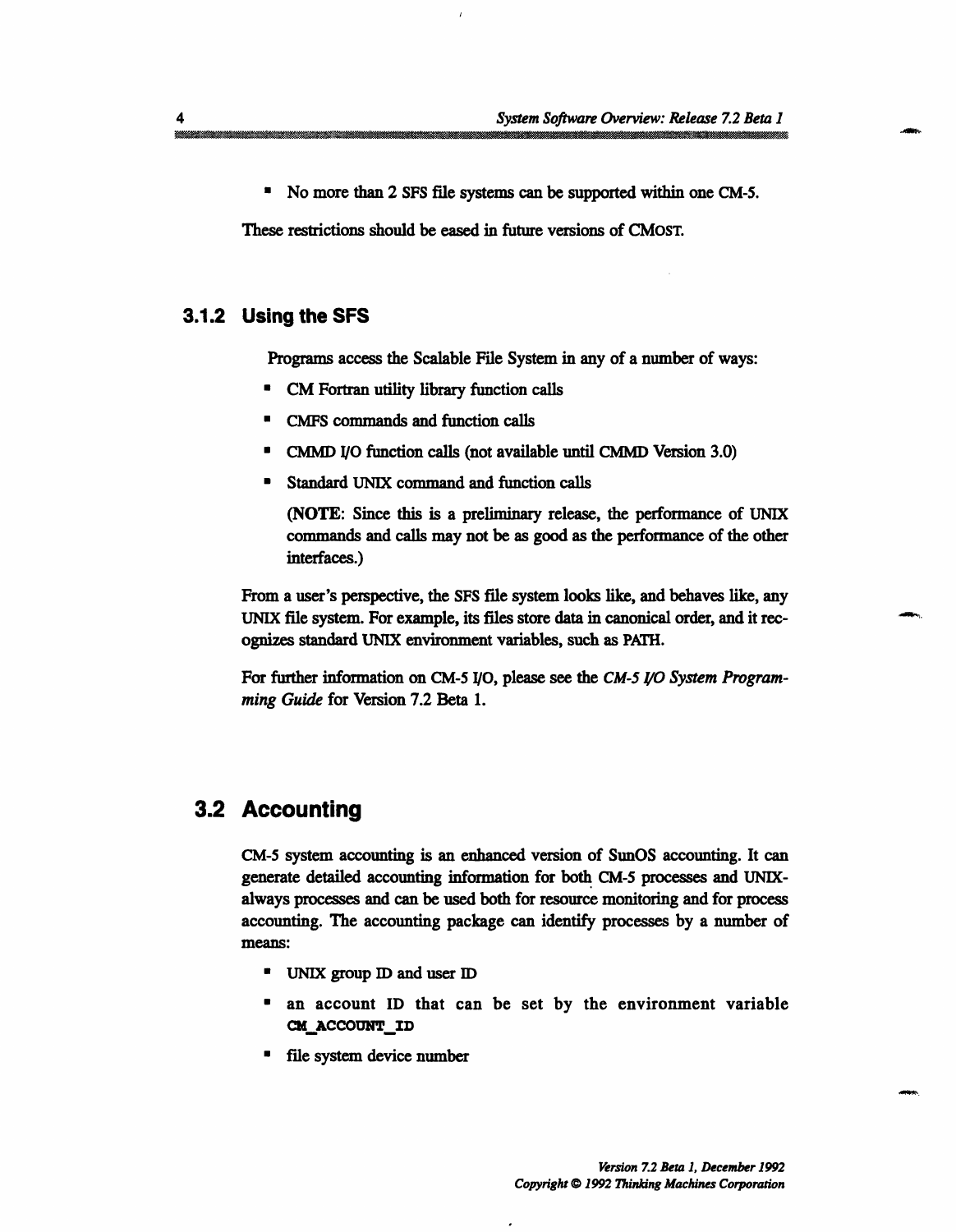- No more than 2 SFS file systems can be supported within one CM-5.

These restrictions should be eased in future versions of CMOST.

### 3.1.2 Using the SFS

Programs access the Scalable File System in any of a number of ways:

- CM Fortran utility library function calls
- CMFS commands and function calls
- CMMD I/O function calls (not available until CMMD Version 3.0)
- Standard UNIX command and function calls

  (**NOTE**: Since this is a preliminary release, the performance of UNIX commands and calls may not be as good as the performance of the other interfaces.)

From a user's perspective, the SFS file system looks like, and behaves like, any UNIX file system. For example, its files store data in canonical order, and it recognizes standard UNIX environment variables, such as PATH.

For further information on CM-5 I/O, please see the *CM-5 I/O System Programming Guide* for Version 7.2 Beta 1.

## 3.2 Accounting

CM-5 system accounting is an enhanced version of SunOS accounting. It can generate detailed accounting information for both CM-5 processes and UNIX-always processes and can be used both for resource monitoring and for process accounting. The accounting package can identify processes by a number of means:

- UNIX group ID and user ID
- an account ID that can be set by the environment variable `CM_ACCOUNT_ID`
- file system device number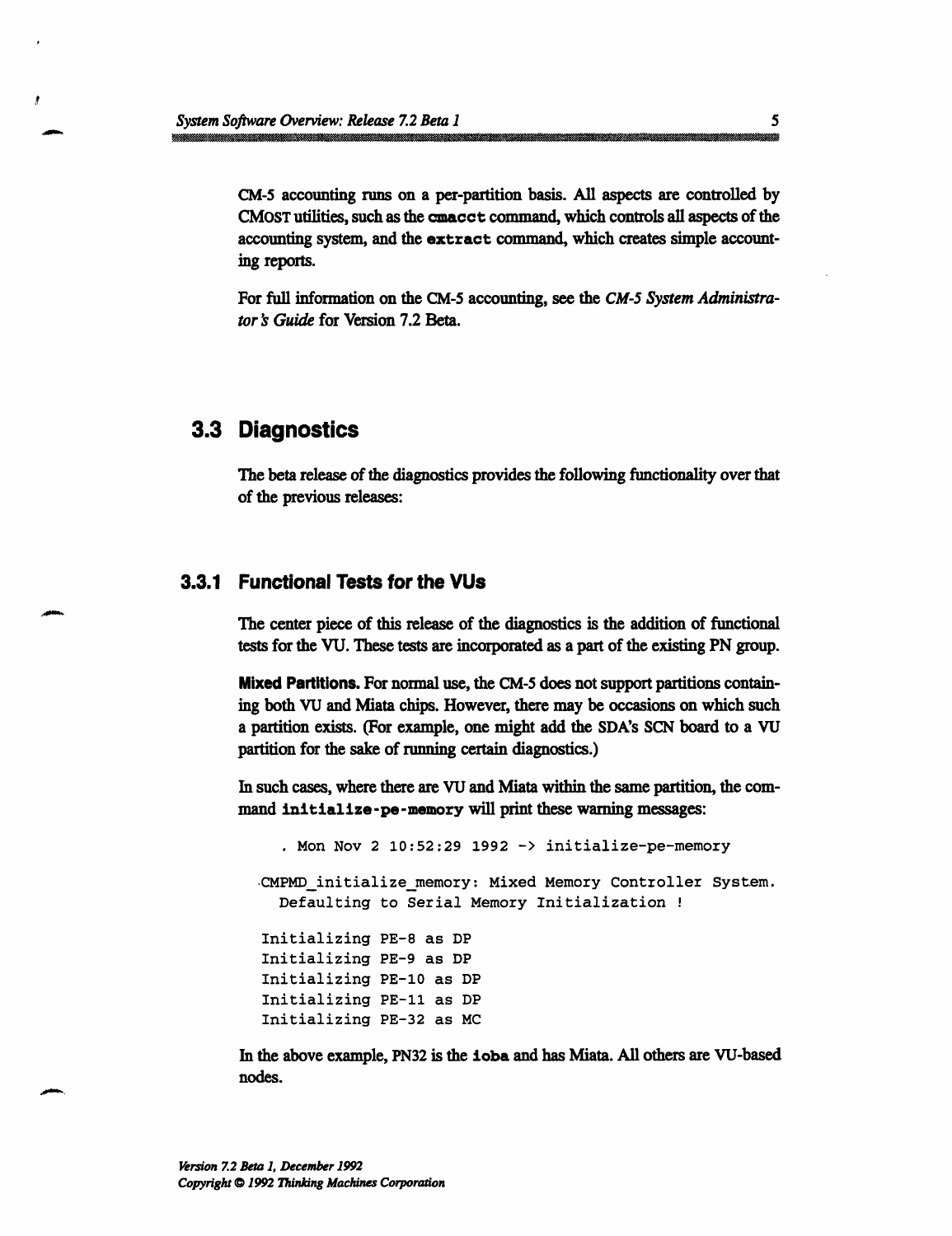CM-5 accounting runs on a per-partition basis. All aspects are controlled by CMOST utilities, such as the **cmacct** command, which controls all aspects of the accounting system, and the **extract** command, which creates simple accounting reports.

For full information on the CM-5 accounting, see the *CM-5 System Administrator's Guide* for Version 7.2 Beta.

## 3.3 Diagnostics

The beta release of the diagnostics provides the following functionality over that of the previous releases:

### 3.3.1 Functional Tests for the VUs

The center piece of this release of the diagnostics is the addition of functional tests for the VU. These tests are incorporated as a part of the existing PN group.

**Mixed Partitions.** For normal use, the CM-5 does not support partitions containing both VU and Miata chips. However, there may be occasions on which such a partition exists. (For example, one might add the SDA's SCN board to a VU partition for the sake of running certain diagnostics.)

In such cases, where there are VU and Miata within the same partition, the command **initialize-pe-memory** will print these warning messages:

```
  . Mon Nov 2 10:52:29 1992 -> initialize-pe-memory

CMPMD_initialize_memory: Mixed Memory Controller System.
  Defaulting to Serial Memory Initialization !

Initializing PE-8 as DP
Initializing PE-9 as DP
Initializing PE-10 as DP
Initializing PE-11 as DP
Initializing PE-32 as MC
```

In the above example, PN32 is the **ioba** and has Miata. All others are VU-based nodes.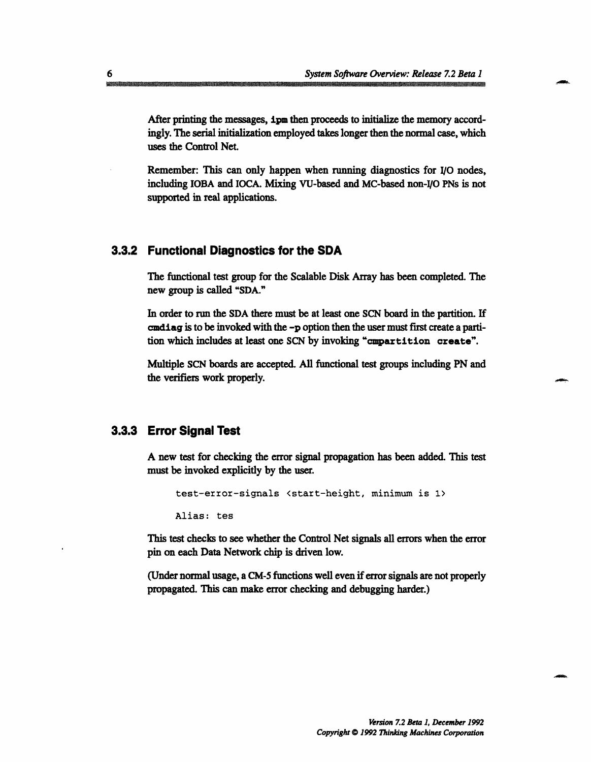After printing the messages, **ipm** then proceeds to initialize the memory accordingly. The serial initialization employed takes longer then the normal case, which uses the Control Net.

Remember: This can only happen when running diagnostics for I/O nodes, including IOBA and IOCA. Mixing VU-based and MC-based non-I/O PNs is not supported in real applications.

### 3.3.2 Functional Diagnostics for the SDA

The functional test group for the Scalable Disk Array has been completed. The new group is called "SDA."

In order to run the SDA there must be at least one SCN board in the partition. If **cmdiag** is to be invoked with the **-p** option then the user must first create a partition which includes at least one SCN by invoking "**cmpartition create**".

Multiple SCN boards are accepted. All functional test groups including PN and the verifiers work properly.

### 3.3.3 Error Signal Test

A new test for checking the error signal propagation has been added. This test must be invoked explicitly by the user.

```
test-error-signals <start-height, minimum is 1>

Alias: tes
```

This test checks to see whether the Control Net signals all errors when the error pin on each Data Network chip is driven low.

(Under normal usage, a CM-5 functions well even if error signals are not properly propagated. This can make error checking and debugging harder.)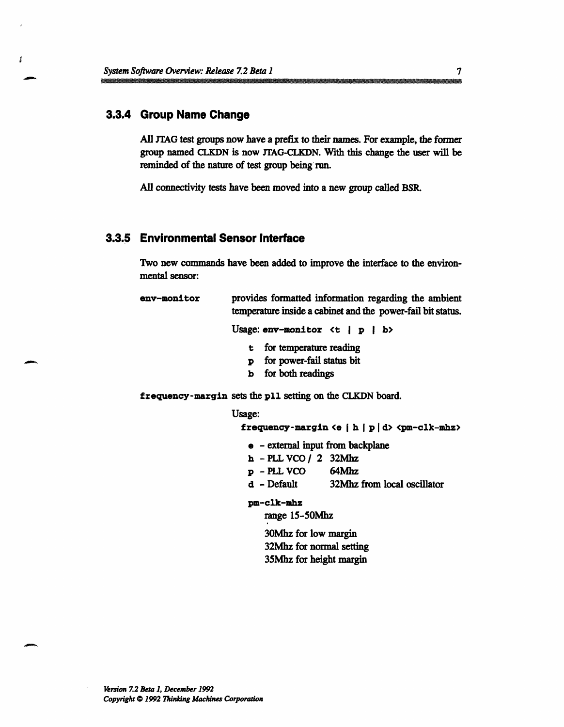### 3.3.4 Group Name Change

All JTAG test groups now have a prefix to their names. For example, the former group named CLKDN is now JTAG-CLKDN. With this change the user will be reminded of the nature of test group being run.

All connectivity tests have been moved into a new group called BSR.

### 3.3.5 Environmental Sensor Interface

Two new commands have been added to improve the interface to the environmental sensor:

**`env-monitor`** provides formatted information regarding the ambient temperature inside a cabinet and the power-fail bit status.

Usage: `env-monitor <t | p | b>`

- `t` for temperature reading
- `p` for power-fail status bit
- `b` for both readings

**`frequency-margin`** sets the `pll` setting on the CLKDN board.

Usage:

`frequency-margin <e | h | p | d> <pm-clk-mhz>`

- `e` - external input from backplane
- `h` - PLL VCO / 2 32Mhz
- `p` - PLL VCO 64Mhz
- `d` - Default 32Mhz from local oscillator

`pm-clk-mhz`

range 15-50Mhz

30Mhz for low margin
32Mhz for normal setting
35Mhz for height margin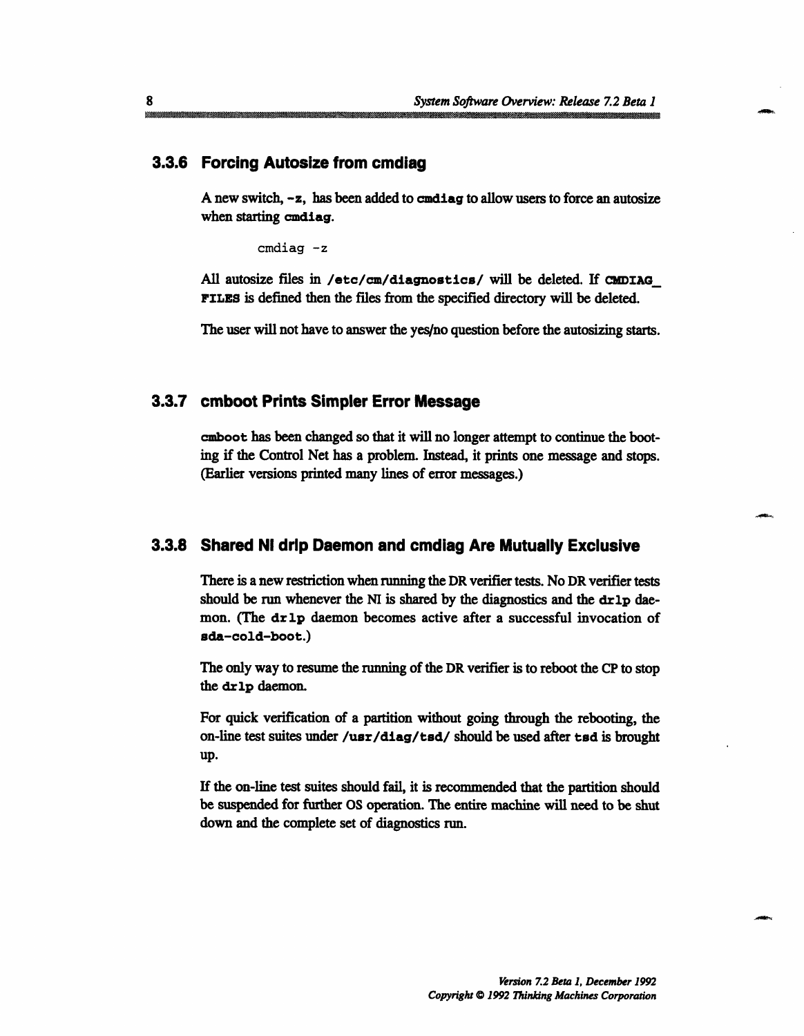### 3.3.6 Forcing Autosize from cmdiag

A new switch, **-z**, has been added to **cmdiag** to allow users to force an autosize when starting **cmdiag**.

```
cmdiag -z
```

All autosize files in **/etc/cm/diagnostics/** will be deleted. If **CMDIAG_FILES** is defined then the files from the specified directory will be deleted.

The user will not have to answer the yes/no question before the autosizing starts.

### 3.3.7 cmboot Prints Simpler Error Message

**cmboot** has been changed so that it will no longer attempt to continue the booting if the Control Net has a problem. Instead, it prints one message and stops. (Earlier versions printed many lines of error messages.)

### 3.3.8 Shared NI drlp Daemon and cmdiag Are Mutually Exclusive

There is a new restriction when running the DR verifier tests. No DR verifier tests should be run whenever the NI is shared by the diagnostics and the **drlp** daemon. (The **drlp** daemon becomes active after a successful invocation of **sda-cold-boot**.)

The only way to resume the running of the DR verifier is to reboot the CP to stop the **drlp** daemon.

For quick verification of a partition without going through the rebooting, the on-line test suites under **/usr/diag/tsd/** should be used after **tsd** is brought up.

If the on-line test suites should fail, it is recommended that the partition should be suspended for further OS operation. The entire machine will need to be shut down and the complete set of diagnostics run.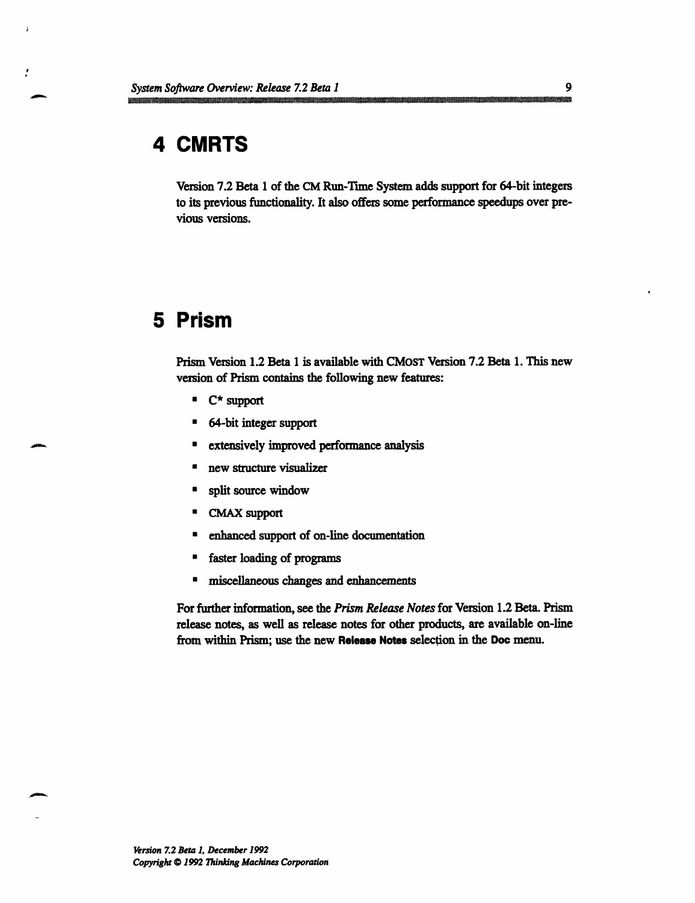# 4 CMRTS

Version 7.2 Beta 1 of the CM Run-Time System adds support for 64-bit integers to its previous functionality. It also offers some performance speedups over previous versions.

# 5 Prism

Prism Version 1.2 Beta 1 is available with CMOST Version 7.2 Beta 1. This new version of Prism contains the following new features:

- C* support
- 64-bit integer support
- extensively improved performance analysis
- new structure visualizer
- split source window
- CMAX support
- enhanced support of on-line documentation
- faster loading of programs
- miscellaneous changes and enhancements

For further information, see the *Prism Release Notes* for Version 1.2 Beta. Prism release notes, as well as release notes for other products, are available on-line from within Prism; use the new **Release Notes** selection in the **Doc** menu.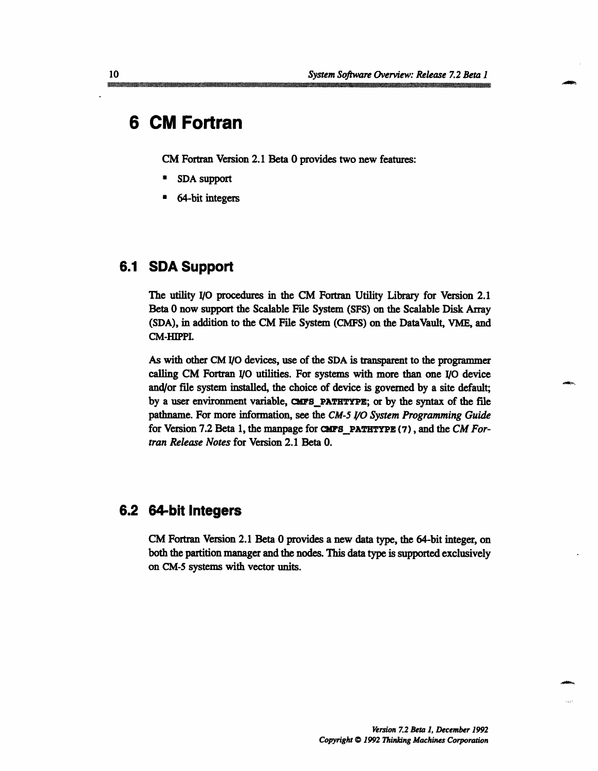# 6 CM Fortran

CM Fortran Version 2.1 Beta 0 provides two new features:

- SDA support
- 64-bit integers

## 6.1 SDA Support

The utility I/O procedures in the CM Fortran Utility Library for Version 2.1 Beta 0 now support the Scalable File System (SFS) on the Scalable Disk Array (SDA), in addition to the CM File System (CMFS) on the DataVault, VME, and CM-HIPPI.

As with other CM I/O devices, use of the SDA is transparent to the programmer calling CM Fortran I/O utilities. For systems with more than one I/O device and/or file system installed, the choice of device is governed by a site default; by a user environment variable, **CMFS_PATHTYPE**; or by the syntax of the file pathname. For more information, see the *CM-5 I/O System Programming Guide* for Version 7.2 Beta 1, the manpage for **CMFS_PATHTYPE(7)**, and the *CM Fortran Release Notes* for Version 2.1 Beta 0.

## 6.2 64-bit Integers

CM Fortran Version 2.1 Beta 0 provides a new data type, the 64-bit integer, on both the partition manager and the nodes. This data type is supported exclusively on CM-5 systems with vector units.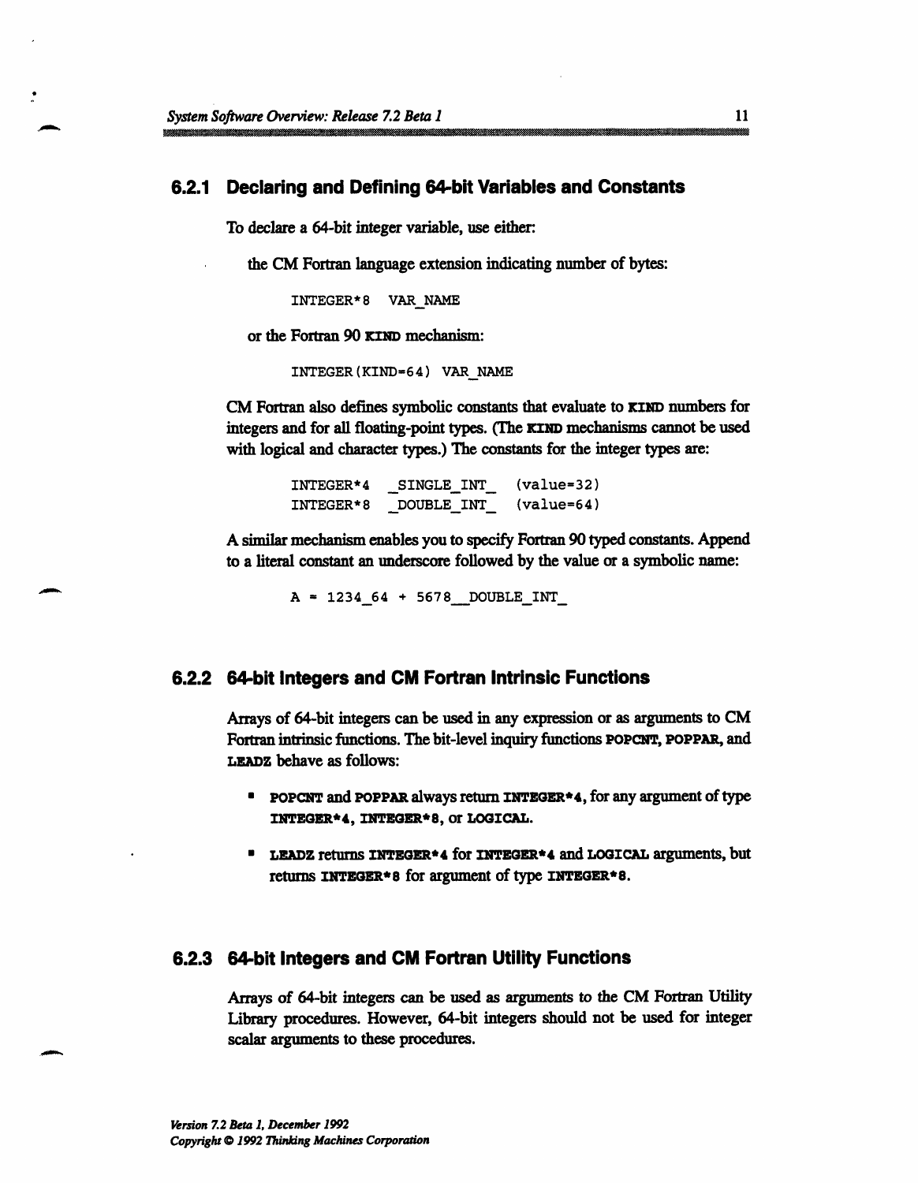### 6.2.1 Declaring and Defining 64-bit Variables and Constants

To declare a 64-bit integer variable, use either:

the CM Fortran language extension indicating number of bytes:

```
INTEGER*8  VAR_NAME
```

or the Fortran 90 **KIND** mechanism:

```
INTEGER(KIND=64) VAR_NAME
```

CM Fortran also defines symbolic constants that evaluate to **KIND** numbers for integers and for all floating-point types. (The **KIND** mechanisms cannot be used with logical and character types.) The constants for the integer types are:

```
INTEGER*4   _SINGLE_INT_   (value=32)
INTEGER*8   _DOUBLE_INT_   (value=64)
```

A similar mechanism enables you to specify Fortran 90 typed constants. Append to a literal constant an underscore followed by the value or a symbolic name:

```
A = 1234_64 + 5678__DOUBLE_INT_
```

### 6.2.2 64-bit Integers and CM Fortran Intrinsic Functions

Arrays of 64-bit integers can be used in any expression or as arguments to CM Fortran intrinsic functions. The bit-level inquiry functions **POPCNT**, **POPPAR**, and **LEADZ** behave as follows:

- **POPCNT** and **POPPAR** always return **INTEGER*4**, for any argument of type **INTEGER*4**, **INTEGER*8**, or **LOGICAL**.
- **LEADZ** returns **INTEGER*4** for **INTEGER*4** and **LOGICAL** arguments, but returns **INTEGER*8** for argument of type **INTEGER*8**.

### 6.2.3 64-bit Integers and CM Fortran Utility Functions

Arrays of 64-bit integers can be used as arguments to the CM Fortran Utility Library procedures. However, 64-bit integers should not be used for integer scalar arguments to these procedures.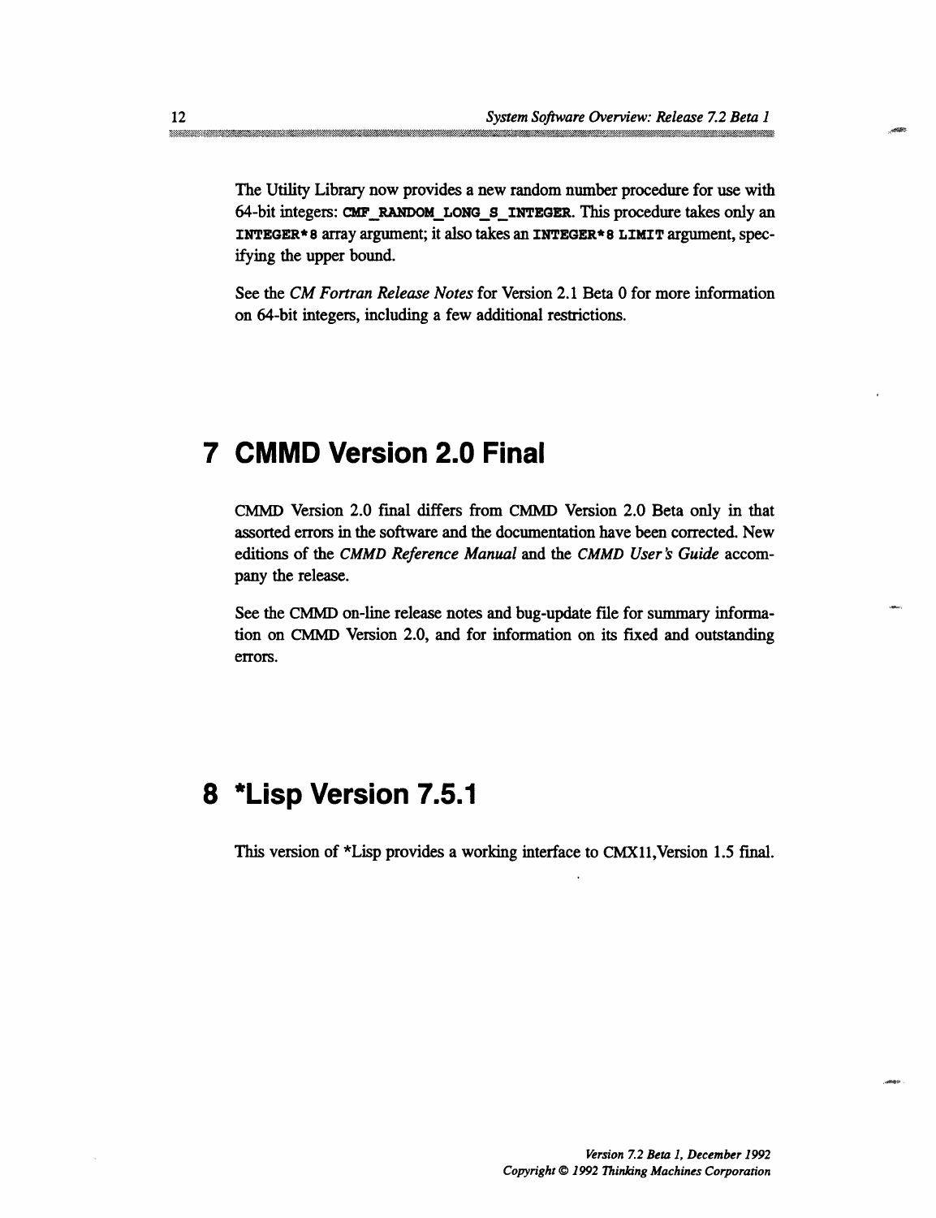The Utility Library now provides a new random number procedure for use with 64-bit integers: `CMF_RANDOM_LONG_S_INTEGER`. This procedure takes only an `INTEGER*8` array argument; it also takes an `INTEGER*8 LIMIT` argument, specifying the upper bound.

See the *CM Fortran Release Notes* for Version 2.1 Beta 0 for more information on 64-bit integers, including a few additional restrictions.

# 7 CMMD Version 2.0 Final

CMMD Version 2.0 final differs from CMMD Version 2.0 Beta only in that assorted errors in the software and the documentation have been corrected. New editions of the *CMMD Reference Manual* and the *CMMD User's Guide* accompany the release.

See the CMMD on-line release notes and bug-update file for summary information on CMMD Version 2.0, and for information on its fixed and outstanding errors.

# 8 *Lisp Version 7.5.1

This version of *Lisp provides a working interface to CMX11,Version 1.5 final.